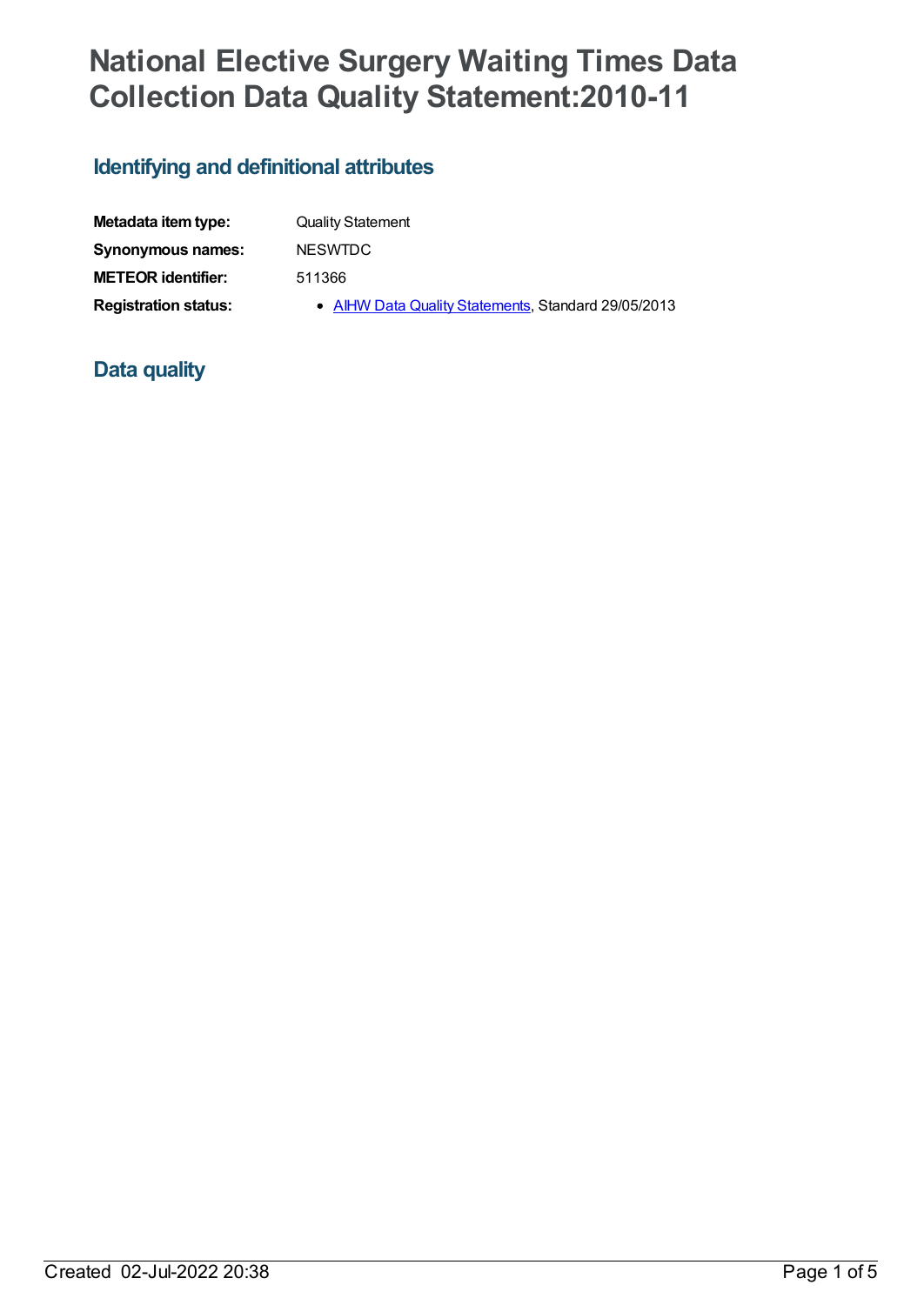# National Elective Surgery Waiting Times Data Collection Data Quality Statement:2010-11

## Identifying and definitional attributes

| | |
|---|---|
| **Metadata item type:** | Quality Statement |
| **Synonymous names:** | NESWTDC |
| **METEOR identifier:** | 511366 |
| **Registration status:** | • AIHW Data Quality Statements, Standard 29/05/2013 |

## Data quality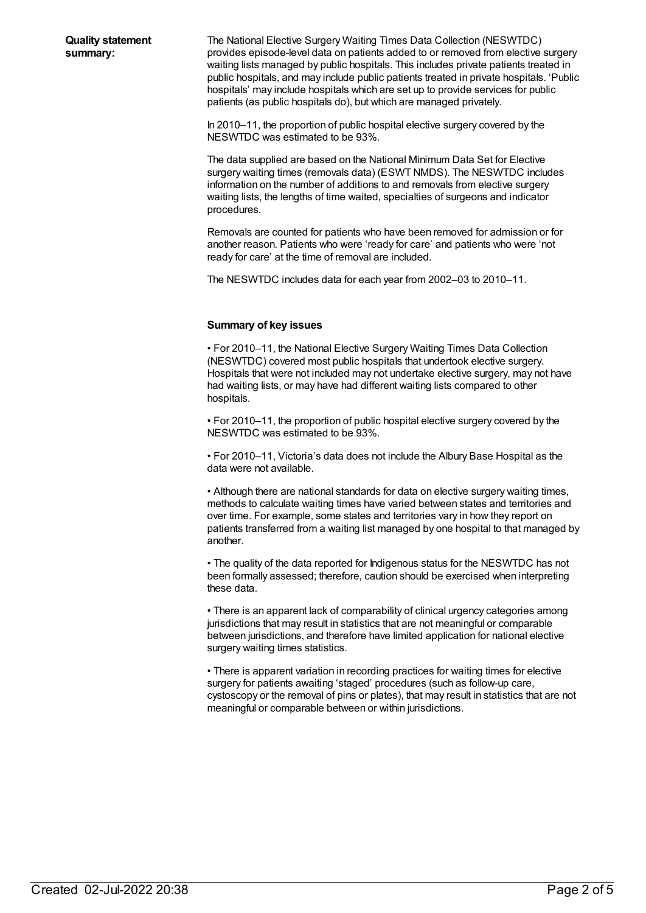**Quality statement summary:**

The National Elective Surgery Waiting Times Data Collection (NESWTDC) provides episode-level data on patients added to or removed from elective surgery waiting lists managed by public hospitals. This includes private patients treated in public hospitals, and may include public patients treated in private hospitals. 'Public hospitals' may include hospitals which are set up to provide services for public patients (as public hospitals do), but which are managed privately.

In 2010–11, the proportion of public hospital elective surgery covered by the NESWTDC was estimated to be 93%.

The data supplied are based on the National Minimum Data Set for Elective surgery waiting times (removals data) (ESWT NMDS). The NESWTDC includes information on the number of additions to and removals from elective surgery waiting lists, the lengths of time waited, specialties of surgeons and indicator procedures.

Removals are counted for patients who have been removed for admission or for another reason. Patients who were 'ready for care' and patients who were 'not ready for care' at the time of removal are included.

The NESWTDC includes data for each year from 2002–03 to 2010–11.

**Summary of key issues**

• For 2010–11, the National Elective Surgery Waiting Times Data Collection (NESWTDC) covered most public hospitals that undertook elective surgery. Hospitals that were not included may not undertake elective surgery, may not have had waiting lists, or may have had different waiting lists compared to other hospitals.

• For 2010–11, the proportion of public hospital elective surgery covered by the NESWTDC was estimated to be 93%.

• For 2010–11, Victoria's data does not include the Albury Base Hospital as the data were not available.

• Although there are national standards for data on elective surgery waiting times, methods to calculate waiting times have varied between states and territories and over time. For example, some states and territories vary in how they report on patients transferred from a waiting list managed by one hospital to that managed by another.

• The quality of the data reported for Indigenous status for the NESWTDC has not been formally assessed; therefore, caution should be exercised when interpreting these data.

• There is an apparent lack of comparability of clinical urgency categories among jurisdictions that may result in statistics that are not meaningful or comparable between jurisdictions, and therefore have limited application for national elective surgery waiting times statistics.

• There is apparent variation in recording practices for waiting times for elective surgery for patients awaiting 'staged' procedures (such as follow-up care, cystoscopy or the removal of pins or plates), that may result in statistics that are not meaningful or comparable between or within jurisdictions.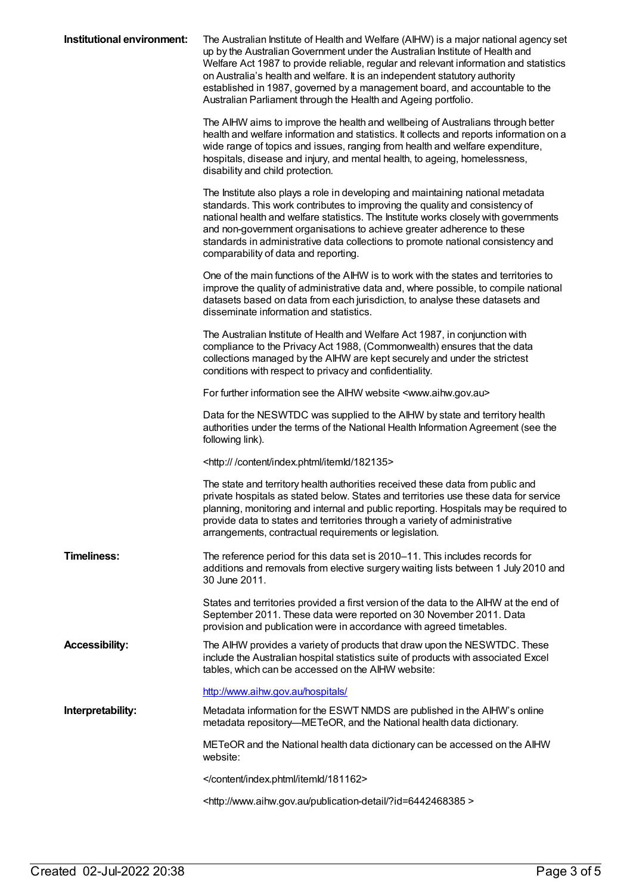**Institutional environment:**

The Australian Institute of Health and Welfare (AIHW) is a major national agency set up by the Australian Government under the Australian Institute of Health and Welfare Act 1987 to provide reliable, regular and relevant information and statistics on Australia's health and welfare. It is an independent statutory authority established in 1987, governed by a management board, and accountable to the Australian Parliament through the Health and Ageing portfolio.

The AIHW aims to improve the health and wellbeing of Australians through better health and welfare information and statistics. It collects and reports information on a wide range of topics and issues, ranging from health and welfare expenditure, hospitals, disease and injury, and mental health, to ageing, homelessness, disability and child protection.

The Institute also plays a role in developing and maintaining national metadata standards. This work contributes to improving the quality and consistency of national health and welfare statistics. The Institute works closely with governments and non-government organisations to achieve greater adherence to these standards in administrative data collections to promote national consistency and comparability of data and reporting.

One of the main functions of the AIHW is to work with the states and territories to improve the quality of administrative data and, where possible, to compile national datasets based on data from each jurisdiction, to analyse these datasets and disseminate information and statistics.

The Australian Institute of Health and Welfare Act 1987, in conjunction with compliance to the Privacy Act 1988, (Commonwealth) ensures that the data collections managed by the AIHW are kept securely and under the strictest conditions with respect to privacy and confidentiality.

For further information see the AIHW website <www.aihw.gov.au>

Data for the NESWTDC was supplied to the AIHW by state and territory health authorities under the terms of the National Health Information Agreement (see the following link).

<http:// /content/index.phtml/itemId/182135>

The state and territory health authorities received these data from public and private hospitals as stated below. States and territories use these data for service planning, monitoring and internal and public reporting. Hospitals may be required to provide data to states and territories through a variety of administrative arrangements, contractual requirements or legislation.

**Timeliness:**

The reference period for this data set is 2010–11. This includes records for additions and removals from elective surgery waiting lists between 1 July 2010 and 30 June 2011.

States and territories provided a first version of the data to the AIHW at the end of September 2011. These data were reported on 30 November 2011. Data provision and publication were in accordance with agreed timetables.

**Accessibility:**

The AIHW provides a variety of products that draw upon the NESWTDC. These include the Australian hospital statistics suite of products with associated Excel tables, which can be accessed on the AIHW website:

http://www.aihw.gov.au/hospitals/

**Interpretability:**

Metadata information for the ESWT NMDS are published in the AIHW's online metadata repository—METeOR, and the National health data dictionary.

METeOR and the National health data dictionary can be accessed on the AIHW website:

</content/index.phtml/itemId/181162>

<http://www.aihw.gov.au/publication-detail/?id=6442468385 >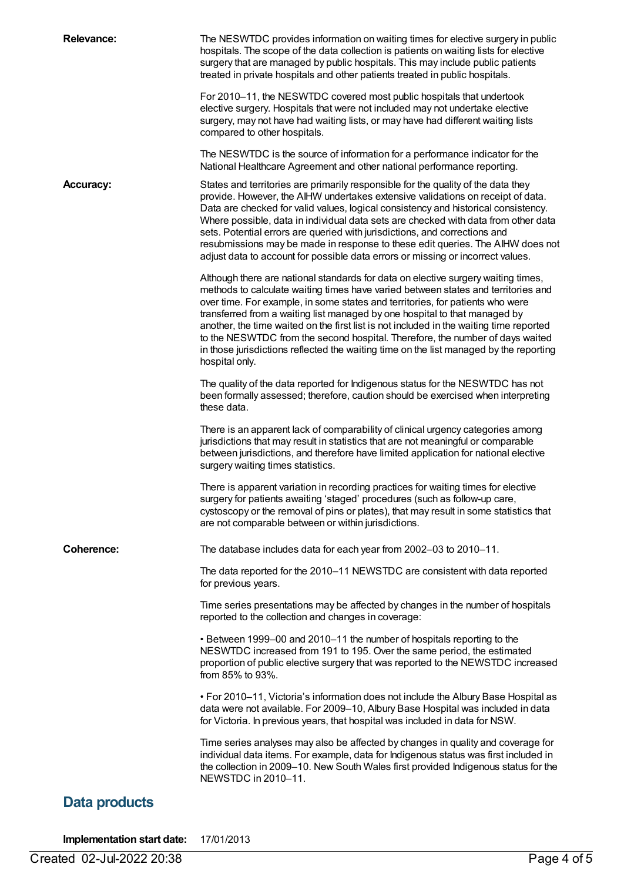**Relevance:**

The NESWTDC provides information on waiting times for elective surgery in public hospitals. The scope of the data collection is patients on waiting lists for elective surgery that are managed by public hospitals. This may include public patients treated in private hospitals and other patients treated in public hospitals.

For 2010–11, the NESWTDC covered most public hospitals that undertook elective surgery. Hospitals that were not included may not undertake elective surgery, may not have had waiting lists, or may have had different waiting lists compared to other hospitals.

The NESWTDC is the source of information for a performance indicator for the National Healthcare Agreement and other national performance reporting.

**Accuracy:**

States and territories are primarily responsible for the quality of the data they provide. However, the AIHW undertakes extensive validations on receipt of data. Data are checked for valid values, logical consistency and historical consistency. Where possible, data in individual data sets are checked with data from other data sets. Potential errors are queried with jurisdictions, and corrections and resubmissions may be made in response to these edit queries. The AIHW does not adjust data to account for possible data errors or missing or incorrect values.

Although there are national standards for data on elective surgery waiting times, methods to calculate waiting times have varied between states and territories and over time. For example, in some states and territories, for patients who were transferred from a waiting list managed by one hospital to that managed by another, the time waited on the first list is not included in the waiting time reported to the NESWTDC from the second hospital. Therefore, the number of days waited in those jurisdictions reflected the waiting time on the list managed by the reporting hospital only.

The quality of the data reported for Indigenous status for the NESWTDC has not been formally assessed; therefore, caution should be exercised when interpreting these data.

There is an apparent lack of comparability of clinical urgency categories among jurisdictions that may result in statistics that are not meaningful or comparable between jurisdictions, and therefore have limited application for national elective surgery waiting times statistics.

There is apparent variation in recording practices for waiting times for elective surgery for patients awaiting 'staged' procedures (such as follow-up care, cystoscopy or the removal of pins or plates), that may result in some statistics that are not comparable between or within jurisdictions.

**Coherence:**

The database includes data for each year from 2002–03 to 2010–11.

The data reported for the 2010–11 NEWSTDC are consistent with data reported for previous years.

Time series presentations may be affected by changes in the number of hospitals reported to the collection and changes in coverage:

• Between 1999–00 and 2010–11 the number of hospitals reporting to the NESWTDC increased from 191 to 195. Over the same period, the estimated proportion of public elective surgery that was reported to the NEWSTDC increased from 85% to 93%.

• For 2010–11, Victoria's information does not include the Albury Base Hospital as data were not available. For 2009–10, Albury Base Hospital was included in data for Victoria. In previous years, that hospital was included in data for NSW.

Time series analyses may also be affected by changes in quality and coverage for individual data items. For example, data for Indigenous status was first included in the collection in 2009–10. New South Wales first provided Indigenous status for the NEWSTDC in 2010–11.

## Data products

**Implementation start date:** 17/01/2013